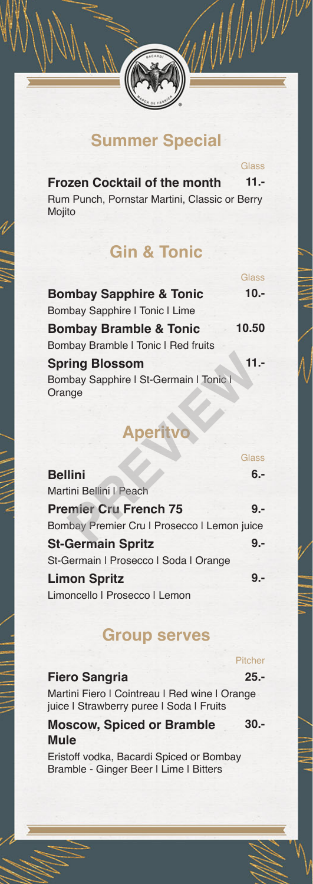## Summer Special

| | Glass |
|---|---|
| **Frozen Cocktail of the month** | **11.-** |
| Rum Punch, Pornstar Martini, Classic or Berry Mojito | |

## Gin & Tonic

| | Glass |
|---|---|
| **Bombay Sapphire & Tonic** | **10.-** |
| Bombay Sapphire I Tonic I Lime | |
| **Bombay Bramble & Tonic** | **10.50** |
| Bombay Bramble I Tonic I Red fruits | |
| **Spring Blossom** | **11.-** |
| Bombay Sapphire I St-Germain I Tonic I Orange | |

## Aperitvo

| | Glass |
|---|---|
| **Bellini** | **6.-** |
| Martini Bellini I Peach | |
| **Premier Cru French 75** | **9.-** |
| Bombay Premier Cru I Prosecco I Lemon juice | |
| **St-Germain Spritz** | **9.-** |
| St-Germain I Prosecco I Soda I Orange | |
| **Limon Spritz** | **9.-** |
| Limoncello I Prosecco I Lemon | |

## Group serves

| | Pitcher |
|---|---|
| **Fiero Sangria** | **25.-** |
| Martini Fiero I Cointreau I Red wine I Orange juice I Strawberry puree I Soda I Fruits | |
| **Moscow, Spiced or Bramble Mule** | **30.-** |
| Eristoff vodka, Bacardi Spiced or Bombay Bramble - Ginger Beer I Lime I Bitters | |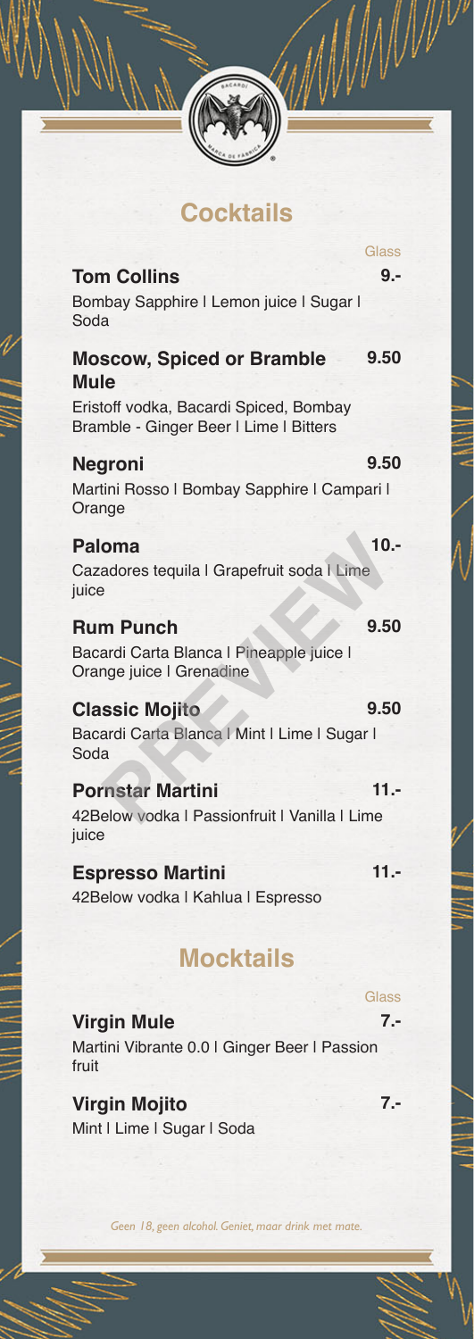## Cocktails

Glass

**Tom Collins** **9.-**

Bombay Sapphire | Lemon juice | Sugar | Soda

**Moscow, Spiced or Bramble Mule** **9.50**

Eristoff vodka, Bacardi Spiced, Bombay Bramble - Ginger Beer | Lime | Bitters

**Negroni** **9.50**

Martini Rosso | Bombay Sapphire | Campari | Orange

**Paloma** **10.-**

Cazadores tequila | Grapefruit soda | Lime juice

**Rum Punch** **9.50**

Bacardi Carta Blanca | Pineapple juice | Orange juice | Grenadine

**Classic Mojito** **9.50**

Bacardi Carta Blanca | Mint | Lime | Sugar | Soda

**Pornstar Martini** **11.-**

42Below vodka | Passionfruit | Vanilla | Lime juice

**Espresso Martini** **11.-**

42Below vodka | Kahlua | Espresso

## Mocktails

Glass

**Virgin Mule** **7.-**

Martini Vibrante 0.0 | Ginger Beer | Passion fruit

**Virgin Mojito** **7.-**

Mint | Lime | Sugar | Soda

*Geen 18, geen alcohol. Geniet, maar drink met mate.*